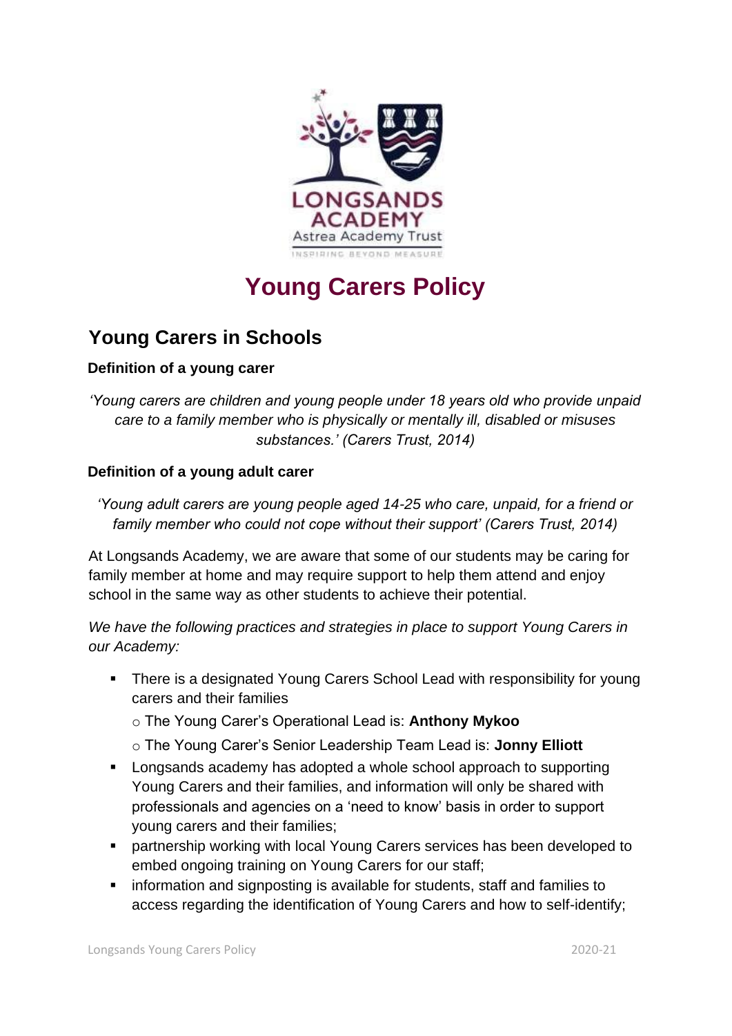# Young Carers Policy

## Young Carers in Schools

**Definition of a young carer**

*'Young carers are children and young people under 18 years old who provide unpaid care to a family member who is physically or mentally ill, disabled or misuses substances.' (Carers Trust, 2014)*

**Definition of a young adult carer**

*'Young adult carers are young people aged 14-25 who care, unpaid, for a friend or family member who could not cope without their support' (Carers Trust, 2014)*

At Longsands Academy, we are aware that some of our students may be caring for family member at home and may require support to help them attend and enjoy school in the same way as other students to achieve their potential.

*We have the following practices and strategies in place to support Young Carers in our Academy:*

- There is a designated Young Carers School Lead with responsibility for young carers and their families
  - The Young Carer's Operational Lead is: **Anthony Mykoo**
  - The Young Carer's Senior Leadership Team Lead is: **Jonny Elliott**
- Longsands academy has adopted a whole school approach to supporting Young Carers and their families, and information will only be shared with professionals and agencies on a 'need to know' basis in order to support young carers and their families;
- partnership working with local Young Carers services has been developed to embed ongoing training on Young Carers for our staff;
- information and signposting is available for students, staff and families to access regarding the identification of Young Carers and how to self-identify;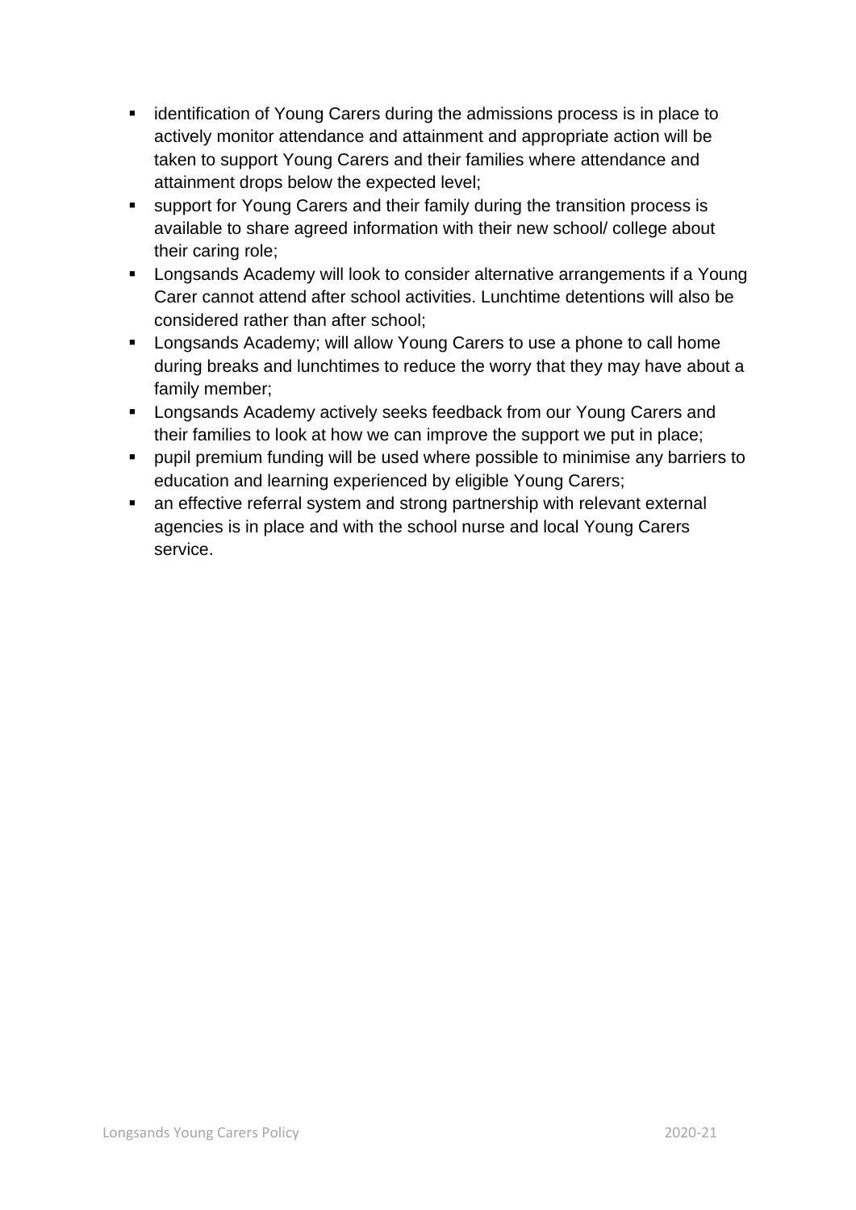- identification of Young Carers during the admissions process is in place to actively monitor attendance and attainment and appropriate action will be taken to support Young Carers and their families where attendance and attainment drops below the expected level;
- support for Young Carers and their family during the transition process is available to share agreed information with their new school/ college about their caring role;
- Longsands Academy will look to consider alternative arrangements if a Young Carer cannot attend after school activities. Lunchtime detentions will also be considered rather than after school;
- Longsands Academy; will allow Young Carers to use a phone to call home during breaks and lunchtimes to reduce the worry that they may have about a family member;
- Longsands Academy actively seeks feedback from our Young Carers and their families to look at how we can improve the support we put in place;
- pupil premium funding will be used where possible to minimise any barriers to education and learning experienced by eligible Young Carers;
- an effective referral system and strong partnership with relevant external agencies is in place and with the school nurse and local Young Carers service.